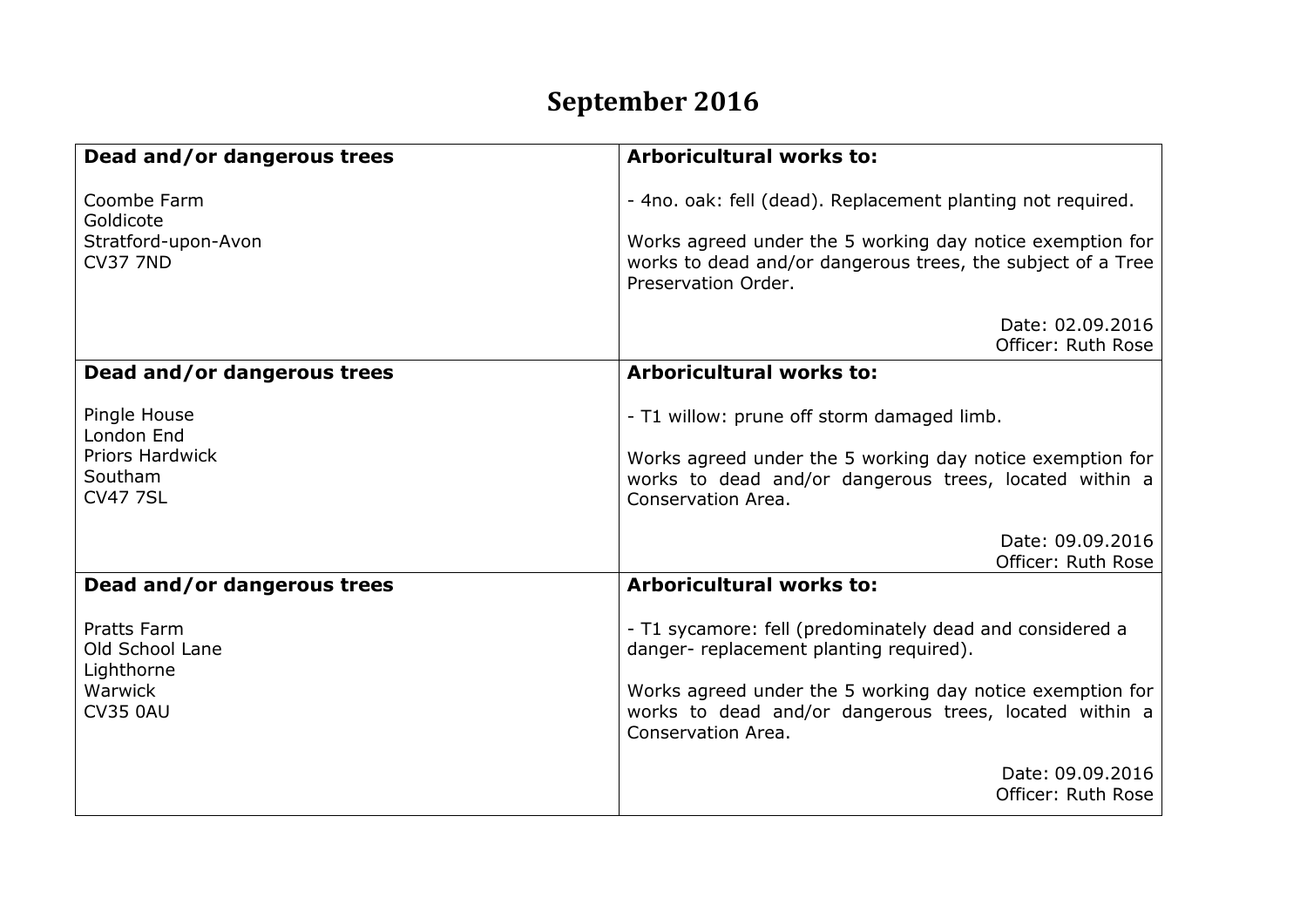# September 2016

| Dead and/or dangerous trees | Arboricultural works to: |
|---|---|
| Coombe Farm<br>Goldicote<br>Stratford-upon-Avon<br>CV37 7ND | - 4no. oak: fell (dead). Replacement planting not required.<br><br>Works agreed under the 5 working day notice exemption for works to dead and/or dangerous trees, the subject of a Tree Preservation Order.<br><br>Date: 02.09.2016<br>Officer: Ruth Rose |
| **Dead and/or dangerous trees** | **Arboricultural works to:** |
| Pingle House<br>London End<br>Priors Hardwick<br>Southam<br>CV47 7SL | - T1 willow: prune off storm damaged limb.<br><br>Works agreed under the 5 working day notice exemption for works to dead and/or dangerous trees, located within a Conservation Area.<br><br>Date: 09.09.2016<br>Officer: Ruth Rose |
| **Dead and/or dangerous trees** | **Arboricultural works to:** |
| Pratts Farm<br>Old School Lane<br>Lighthorne<br>Warwick<br>CV35 0AU | - T1 sycamore: fell (predominately dead and considered a danger- replacement planting required).<br><br>Works agreed under the 5 working day notice exemption for works to dead and/or dangerous trees, located within a Conservation Area.<br><br>Date: 09.09.2016<br>Officer: Ruth Rose |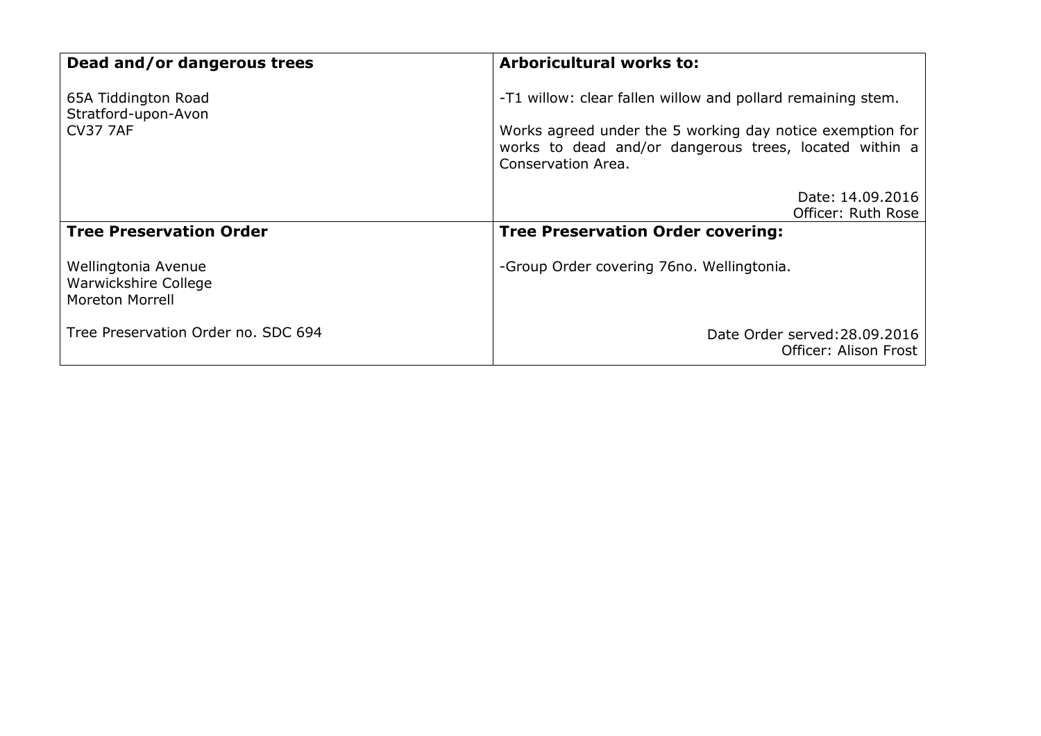| | |
|---|---|
| **Dead and/or dangerous trees**<br><br>65A Tiddington Road<br>Stratford-upon-Avon<br>CV37 7AF | **Arboricultural works to:**<br><br>-T1 willow: clear fallen willow and pollard remaining stem.<br><br>Works agreed under the 5 working day notice exemption for works to dead and/or dangerous trees, located within a Conservation Area.<br><br>Date: 14.09.2016<br>Officer: Ruth Rose |
| **Tree Preservation Order**<br><br>Wellingtonia Avenue<br>Warwickshire College<br>Moreton Morrell<br><br>Tree Preservation Order no. SDC 694 | **Tree Preservation Order covering:**<br><br>-Group Order covering 76no. Wellingtonia.<br><br>Date Order served:28.09.2016<br>Officer: Alison Frost |